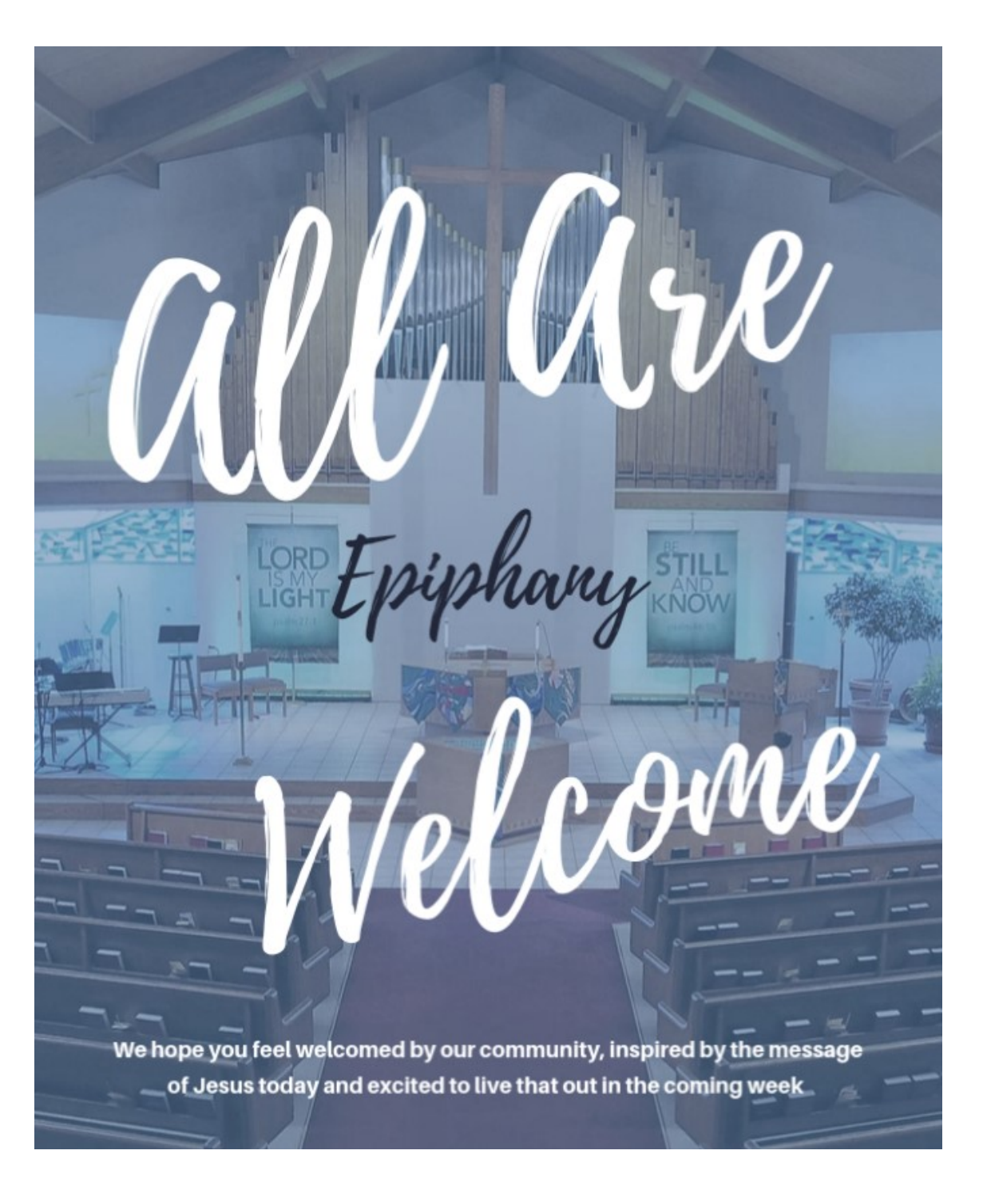# All Are Welcome

*Epiphany*

We hope you feel welcomed by our community, inspired by the message of Jesus today and excited to live that out in the coming week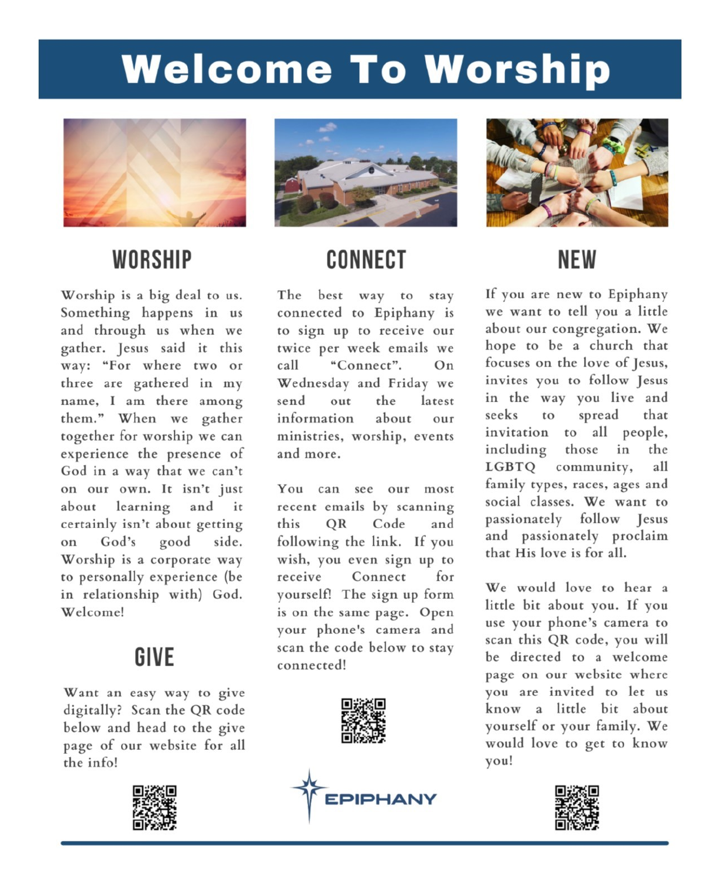# Welcome To Worship

## WORSHIP

Worship is a big deal to us. Something happens in us and through us when we gather. Jesus said it this way: "For where two or three are gathered in my name, I am there among them." When we gather together for worship we can experience the presence of God in a way that we can't on our own. It isn't just about learning and it certainly isn't about getting on God's good side. Worship is a corporate way to personally experience (be in relationship with) God. Welcome!

## GIVE

Want an easy way to give digitally? Scan the QR code below and head to the give page of our website for all the info!

## CONNECT

The best way to stay connected to Epiphany is to sign up to receive our twice per week emails we call "Connect". On Wednesday and Friday we send out the latest information about our ministries, worship, events and more.

You can see our most recent emails by scanning this QR Code and following the link. If you wish, you even sign up to receive Connect for yourself! The sign up form is on the same page. Open your phone's camera and scan the code below to stay connected!

## NEW

If you are new to Epiphany we want to tell you a little about our congregation. We hope to be a church that focuses on the love of Jesus, invites you to follow Jesus in the way you live and seeks to spread that invitation to all people, including those in the LGBTQ community, all family types, races, ages and social classes. We want to passionately follow Jesus and passionately proclaim that His love is for all.

We would love to hear a little bit about you. If you use your phone's camera to scan this QR code, you will be directed to a welcome page on our website where you are invited to let us know a little bit about yourself or your family. We would love to get to know you!

EPIPHANY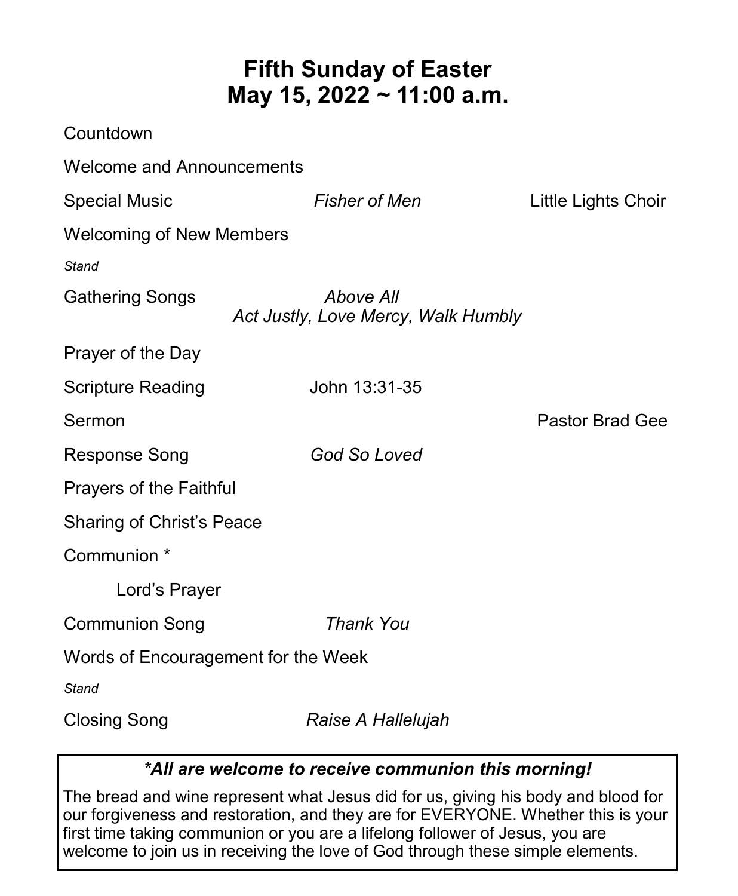# Fifth Sunday of Easter
# May 15, 2022 ~ 11:00 a.m.

Countdown

Welcome and Announcements

Special Music *Fisher of Men* Little Lights Choir

Welcoming of New Members

*Stand*

Gathering Songs *Above All*
*Act Justly, Love Mercy, Walk Humbly*

Prayer of the Day

Scripture Reading John 13:31-35

Sermon Pastor Brad Gee

Response Song *God So Loved*

Prayers of the Faithful

Sharing of Christ's Peace

Communion *

Lord's Prayer

Communion Song *Thank You*

Words of Encouragement for the Week

*Stand*

Closing Song *Raise A Hallelujah*

***All are welcome to receive communion this morning!***

The bread and wine represent what Jesus did for us, giving his body and blood for our forgiveness and restoration, and they are for EVERYONE. Whether this is your first time taking communion or you are a lifelong follower of Jesus, you are welcome to join us in receiving the love of God through these simple elements.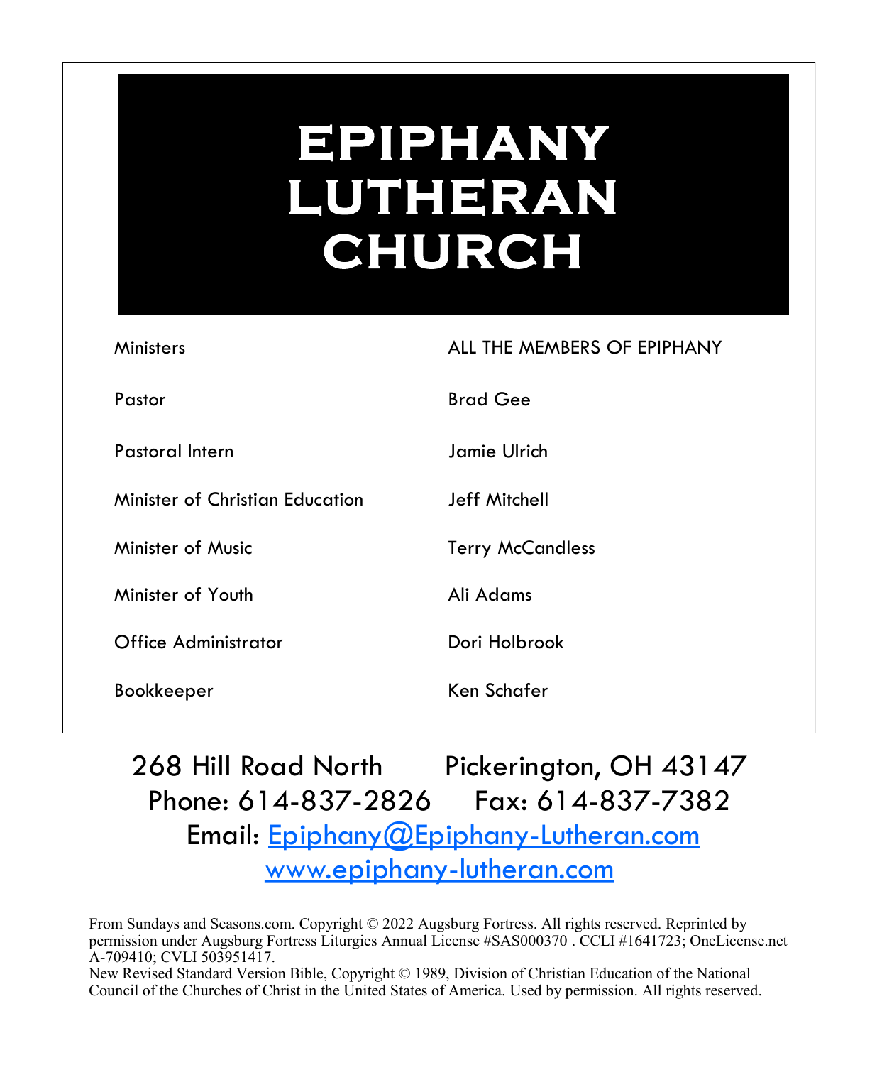# EPIPHANY LUTHERAN CHURCH

| | |
|---|---|
| Ministers | ALL THE MEMBERS OF EPIPHANY |
| Pastor | Brad Gee |
| Pastoral Intern | Jamie Ulrich |
| Minister of Christian Education | Jeff Mitchell |
| Minister of Music | Terry McCandless |
| Minister of Youth | Ali Adams |
| Office Administrator | Dori Holbrook |
| Bookkeeper | Ken Schafer |

268 Hill Road North Pickerington, OH 43147
Phone: 614-837-2826 Fax: 614-837-7382
Email: [Epiphany@Epiphany-Lutheran.com](mailto:Epiphany@Epiphany-Lutheran.com)
[www.epiphany-lutheran.com](http://www.epiphany-lutheran.com)

From Sundays and Seasons.com. Copyright © 2022 Augsburg Fortress. All rights reserved. Reprinted by permission under Augsburg Fortress Liturgies Annual License #SAS000370 . CCLI #1641723; OneLicense.net A-709410; CVLI 503951417.
New Revised Standard Version Bible, Copyright © 1989, Division of Christian Education of the National Council of the Churches of Christ in the United States of America. Used by permission. All rights reserved.